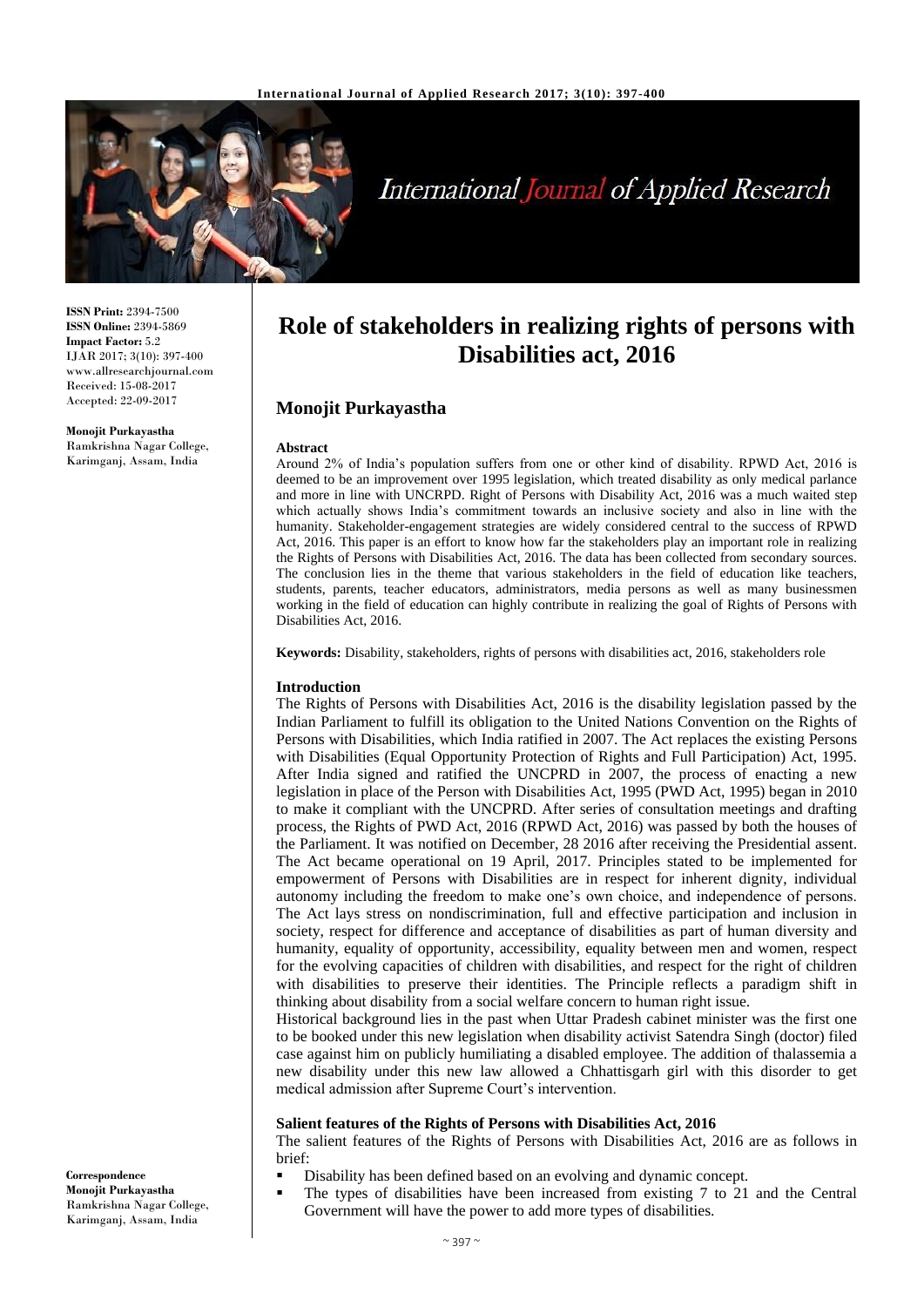**ISSN Print:** 2394-7500
**ISSN Online:** 2394-5869
**Impact Factor:** 5.2
IJAR 2017; 3(10): 397-400
www.allresearchjournal.com
Received: 15-08-2017
Accepted: 22-09-2017

**Monojit Purkayastha**
Ramkrishna Nagar College, Karimganj, Assam, India

**Correspondence**
**Monojit Purkayastha**
Ramkrishna Nagar College, Karimganj, Assam, India

# Role of stakeholders in realizing rights of persons with Disabilities act, 2016

## Monojit Purkayastha

### Abstract

Around 2% of India's population suffers from one or other kind of disability. RPWD Act, 2016 is deemed to be an improvement over 1995 legislation, which treated disability as only medical parlance and more in line with UNCRPD. Right of Persons with Disability Act, 2016 was a much waited step which actually shows India's commitment towards an inclusive society and also in line with the humanity. Stakeholder-engagement strategies are widely considered central to the success of RPWD Act, 2016. This paper is an effort to know how far the stakeholders play an important role in realizing the Rights of Persons with Disabilities Act, 2016. The data has been collected from secondary sources. The conclusion lies in the theme that various stakeholders in the field of education like teachers, students, parents, teacher educators, administrators, media persons as well as many businessmen working in the field of education can highly contribute in realizing the goal of Rights of Persons with Disabilities Act, 2016.

**Keywords:** Disability, stakeholders, rights of persons with disabilities act, 2016, stakeholders role

### Introduction

The Rights of Persons with Disabilities Act, 2016 is the disability legislation passed by the Indian Parliament to fulfill its obligation to the United Nations Convention on the Rights of Persons with Disabilities, which India ratified in 2007. The Act replaces the existing Persons with Disabilities (Equal Opportunity Protection of Rights and Full Participation) Act, 1995. After India signed and ratified the UNCPRD in 2007, the process of enacting a new legislation in place of the Person with Disabilities Act, 1995 (PWD Act, 1995) began in 2010 to make it compliant with the UNCPRD. After series of consultation meetings and drafting process, the Rights of PWD Act, 2016 (RPWD Act, 2016) was passed by both the houses of the Parliament. It was notified on December, 28 2016 after receiving the Presidential assent. The Act became operational on 19 April, 2017. Principles stated to be implemented for empowerment of Persons with Disabilities are in respect for inherent dignity, individual autonomy including the freedom to make one's own choice, and independence of persons. The Act lays stress on nondiscrimination, full and effective participation and inclusion in society, respect for difference and acceptance of disabilities as part of human diversity and humanity, equality of opportunity, accessibility, equality between men and women, respect for the evolving capacities of children with disabilities, and respect for the right of children with disabilities to preserve their identities. The Principle reflects a paradigm shift in thinking about disability from a social welfare concern to human right issue.

Historical background lies in the past when Uttar Pradesh cabinet minister was the first one to be booked under this new legislation when disability activist Satendra Singh (doctor) filed case against him on publicly humiliating a disabled employee. The addition of thalassemia a new disability under this new law allowed a Chhattisgarh girl with this disorder to get medical admission after Supreme Court's intervention.

### Salient features of the Rights of Persons with Disabilities Act, 2016

The salient features of the Rights of Persons with Disabilities Act, 2016 are as follows in brief:

- Disability has been defined based on an evolving and dynamic concept.
- The types of disabilities have been increased from existing 7 to 21 and the Central Government will have the power to add more types of disabilities.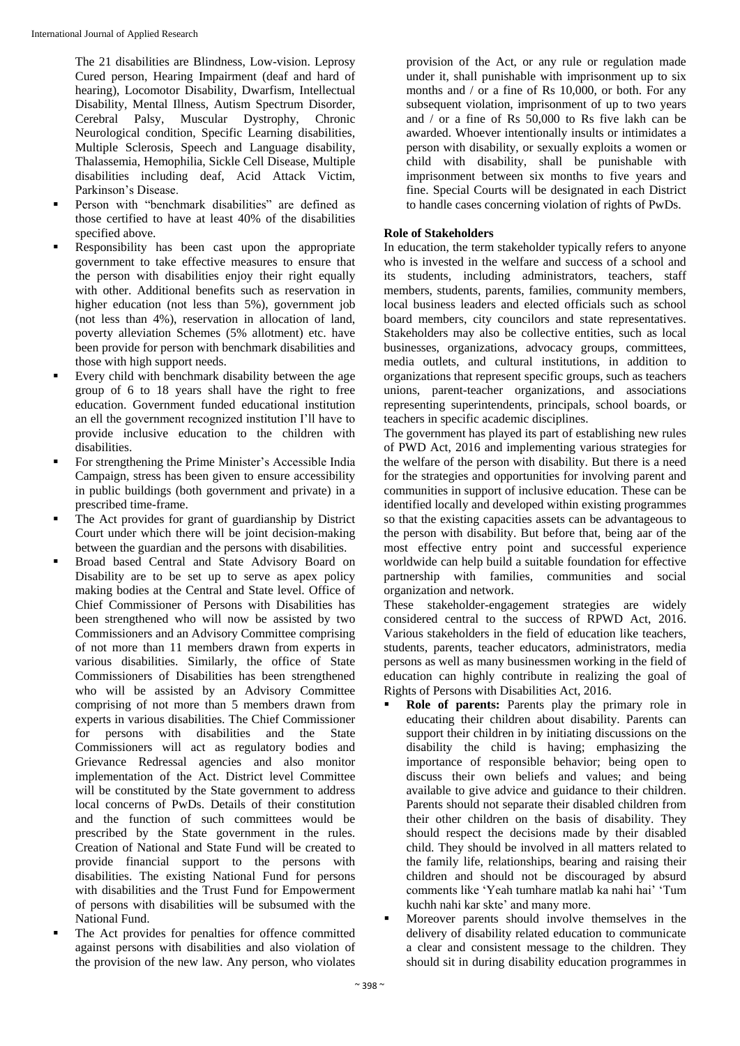The 21 disabilities are Blindness, Low-vision. Leprosy Cured person, Hearing Impairment (deaf and hard of hearing), Locomotor Disability, Dwarfism, Intellectual Disability, Mental Illness, Autism Spectrum Disorder, Cerebral Palsy, Muscular Dystrophy, Chronic Neurological condition, Specific Learning disabilities, Multiple Sclerosis, Speech and Language disability, Thalassemia, Hemophilia, Sickle Cell Disease, Multiple disabilities including deaf, Acid Attack Victim, Parkinson's Disease.

- Person with "benchmark disabilities" are defined as those certified to have at least 40% of the disabilities specified above.
- Responsibility has been cast upon the appropriate government to take effective measures to ensure that the person with disabilities enjoy their right equally with other. Additional benefits such as reservation in higher education (not less than 5%), government job (not less than 4%), reservation in allocation of land, poverty alleviation Schemes (5% allotment) etc. have been provide for person with benchmark disabilities and those with high support needs.
- Every child with benchmark disability between the age group of 6 to 18 years shall have the right to free education. Government funded educational institution an ell the government recognized institution I'll have to provide inclusive education to the children with disabilities.
- For strengthening the Prime Minister's Accessible India Campaign, stress has been given to ensure accessibility in public buildings (both government and private) in a prescribed time-frame.
- The Act provides for grant of guardianship by District Court under which there will be joint decision-making between the guardian and the persons with disabilities.
- Broad based Central and State Advisory Board on Disability are to be set up to serve as apex policy making bodies at the Central and State level. Office of Chief Commissioner of Persons with Disabilities has been strengthened who will now be assisted by two Commissioners and an Advisory Committee comprising of not more than 11 members drawn from experts in various disabilities. Similarly, the office of State Commissioners of Disabilities has been strengthened who will be assisted by an Advisory Committee comprising of not more than 5 members drawn from experts in various disabilities. The Chief Commissioner for persons with disabilities and the State Commissioners will act as regulatory bodies and Grievance Redressal agencies and also monitor implementation of the Act. District level Committee will be constituted by the State government to address local concerns of PwDs. Details of their constitution and the function of such committees would be prescribed by the State government in the rules. Creation of National and State Fund will be created to provide financial support to the persons with disabilities. The existing National Fund for persons with disabilities and the Trust Fund for Empowerment of persons with disabilities will be subsumed with the National Fund.
- The Act provides for penalties for offence committed against persons with disabilities and also violation of the provision of the new law. Any person, who violates provision of the Act, or any rule or regulation made under it, shall punishable with imprisonment up to six months and / or a fine of Rs 10,000, or both. For any subsequent violation, imprisonment of up to two years and / or a fine of Rs 50,000 to Rs five lakh can be awarded. Whoever intentionally insults or intimidates a person with disability, or sexually exploits a women or child with disability, shall be punishable with imprisonment between six months to five years and fine. Special Courts will be designated in each District to handle cases concerning violation of rights of PwDs.

## Role of Stakeholders

In education, the term stakeholder typically refers to anyone who is invested in the welfare and success of a school and its students, including administrators, teachers, staff members, students, parents, families, community members, local business leaders and elected officials such as school board members, city councilors and state representatives. Stakeholders may also be collective entities, such as local businesses, organizations, advocacy groups, committees, media outlets, and cultural institutions, in addition to organizations that represent specific groups, such as teachers unions, parent-teacher organizations, and associations representing superintendents, principals, school boards, or teachers in specific academic disciplines.

The government has played its part of establishing new rules of PWD Act, 2016 and implementing various strategies for the welfare of the person with disability. But there is a need for the strategies and opportunities for involving parent and communities in support of inclusive education. These can be identified locally and developed within existing programmes so that the existing capacities assets can be advantageous to the person with disability. But before that, being aar of the most effective entry point and successful experience worldwide can help build a suitable foundation for effective partnership with families, communities and social organization and network.

These stakeholder-engagement strategies are widely considered central to the success of RPWD Act, 2016. Various stakeholders in the field of education like teachers, students, parents, teacher educators, administrators, media persons as well as many businessmen working in the field of education can highly contribute in realizing the goal of Rights of Persons with Disabilities Act, 2016.

- **Role of parents:** Parents play the primary role in educating their children about disability. Parents can support their children in by initiating discussions on the disability the child is having; emphasizing the importance of responsible behavior; being open to discuss their own beliefs and values; and being available to give advice and guidance to their children. Parents should not separate their disabled children from their other children on the basis of disability. They should respect the decisions made by their disabled child. They should be involved in all matters related to the family life, relationships, bearing and raising their children and should not be discouraged by absurd comments like 'Yeah tumhare matlab ka nahi hai' 'Tum kuchh nahi kar skte' and many more.
- Moreover parents should involve themselves in the delivery of disability related education to communicate a clear and consistent message to the children. They should sit in during disability education programmes in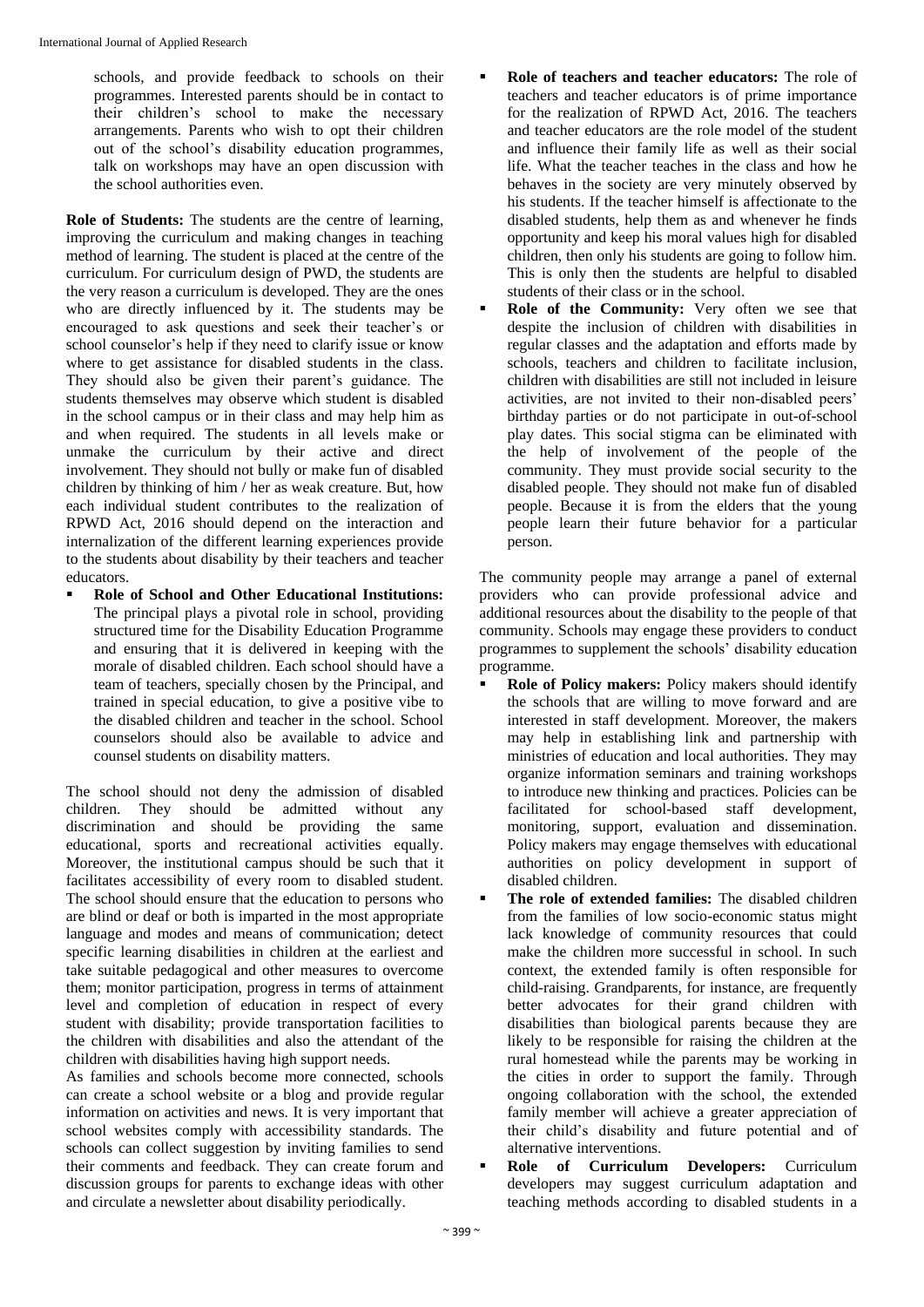schools, and provide feedback to schools on their programmes. Interested parents should be in contact to their children's school to make the necessary arrangements. Parents who wish to opt their children out of the school's disability education programmes, talk on workshops may have an open discussion with the school authorities even.

**Role of Students:** The students are the centre of learning, improving the curriculum and making changes in teaching method of learning. The student is placed at the centre of the curriculum. For curriculum design of PWD, the students are the very reason a curriculum is developed. They are the ones who are directly influenced by it. The students may be encouraged to ask questions and seek their teacher's or school counselor's help if they need to clarify issue or know where to get assistance for disabled students in the class. They should also be given their parent's guidance. The students themselves may observe which student is disabled in the school campus or in their class and may help him as and when required. The students in all levels make or unmake the curriculum by their active and direct involvement. They should not bully or make fun of disabled children by thinking of him / her as weak creature. But, how each individual student contributes to the realization of RPWD Act, 2016 should depend on the interaction and internalization of the different learning experiences provide to the students about disability by their teachers and teacher educators.

- **Role of School and Other Educational Institutions:** The principal plays a pivotal role in school, providing structured time for the Disability Education Programme and ensuring that it is delivered in keeping with the morale of disabled children. Each school should have a team of teachers, specially chosen by the Principal, and trained in special education, to give a positive vibe to the disabled children and teacher in the school. School counselors should also be available to advice and counsel students on disability matters.

The school should not deny the admission of disabled children. They should be admitted without any discrimination and should be providing the same educational, sports and recreational activities equally. Moreover, the institutional campus should be such that it facilitates accessibility of every room to disabled student. The school should ensure that the education to persons who are blind or deaf or both is imparted in the most appropriate language and modes and means of communication; detect specific learning disabilities in children at the earliest and take suitable pedagogical and other measures to overcome them; monitor participation, progress in terms of attainment level and completion of education in respect of every student with disability; provide transportation facilities to the children with disabilities and also the attendant of the children with disabilities having high support needs.

As families and schools become more connected, schools can create a school website or a blog and provide regular information on activities and news. It is very important that school websites comply with accessibility standards. The schools can collect suggestion by inviting families to send their comments and feedback. They can create forum and discussion groups for parents to exchange ideas with other and circulate a newsletter about disability periodically.

- **Role of teachers and teacher educators:** The role of teachers and teacher educators is of prime importance for the realization of RPWD Act, 2016. The teachers and teacher educators are the role model of the student and influence their family life as well as their social life. What the teacher teaches in the class and how he behaves in the society are very minutely observed by his students. If the teacher himself is affectionate to the disabled students, help them as and whenever he finds opportunity and keep his moral values high for disabled children, then only his students are going to follow him. This is only then the students are helpful to disabled students of their class or in the school.
- **Role of the Community:** Very often we see that despite the inclusion of children with disabilities in regular classes and the adaptation and efforts made by schools, teachers and children to facilitate inclusion, children with disabilities are still not included in leisure activities, are not invited to their non-disabled peers' birthday parties or do not participate in out-of-school play dates. This social stigma can be eliminated with the help of involvement of the people of the community. They must provide social security to the disabled people. They should not make fun of disabled people. Because it is from the elders that the young people learn their future behavior for a particular person.

The community people may arrange a panel of external providers who can provide professional advice and additional resources about the disability to the people of that community. Schools may engage these providers to conduct programmes to supplement the schools' disability education programme.

- **Role of Policy makers:** Policy makers should identify the schools that are willing to move forward and are interested in staff development. Moreover, the makers may help in establishing link and partnership with ministries of education and local authorities. They may organize information seminars and training workshops to introduce new thinking and practices. Policies can be facilitated for school-based staff development, monitoring, support, evaluation and dissemination. Policy makers may engage themselves with educational authorities on policy development in support of disabled children.
- **The role of extended families:** The disabled children from the families of low socio-economic status might lack knowledge of community resources that could make the children more successful in school. In such context, the extended family is often responsible for child-raising. Grandparents, for instance, are frequently better advocates for their grand children with disabilities than biological parents because they are likely to be responsible for raising the children at the rural homestead while the parents may be working in the cities in order to support the family. Through ongoing collaboration with the school, the extended family member will achieve a greater appreciation of their child's disability and future potential and of alternative interventions.
- **Role of Curriculum Developers:** Curriculum developers may suggest curriculum adaptation and teaching methods according to disabled students in a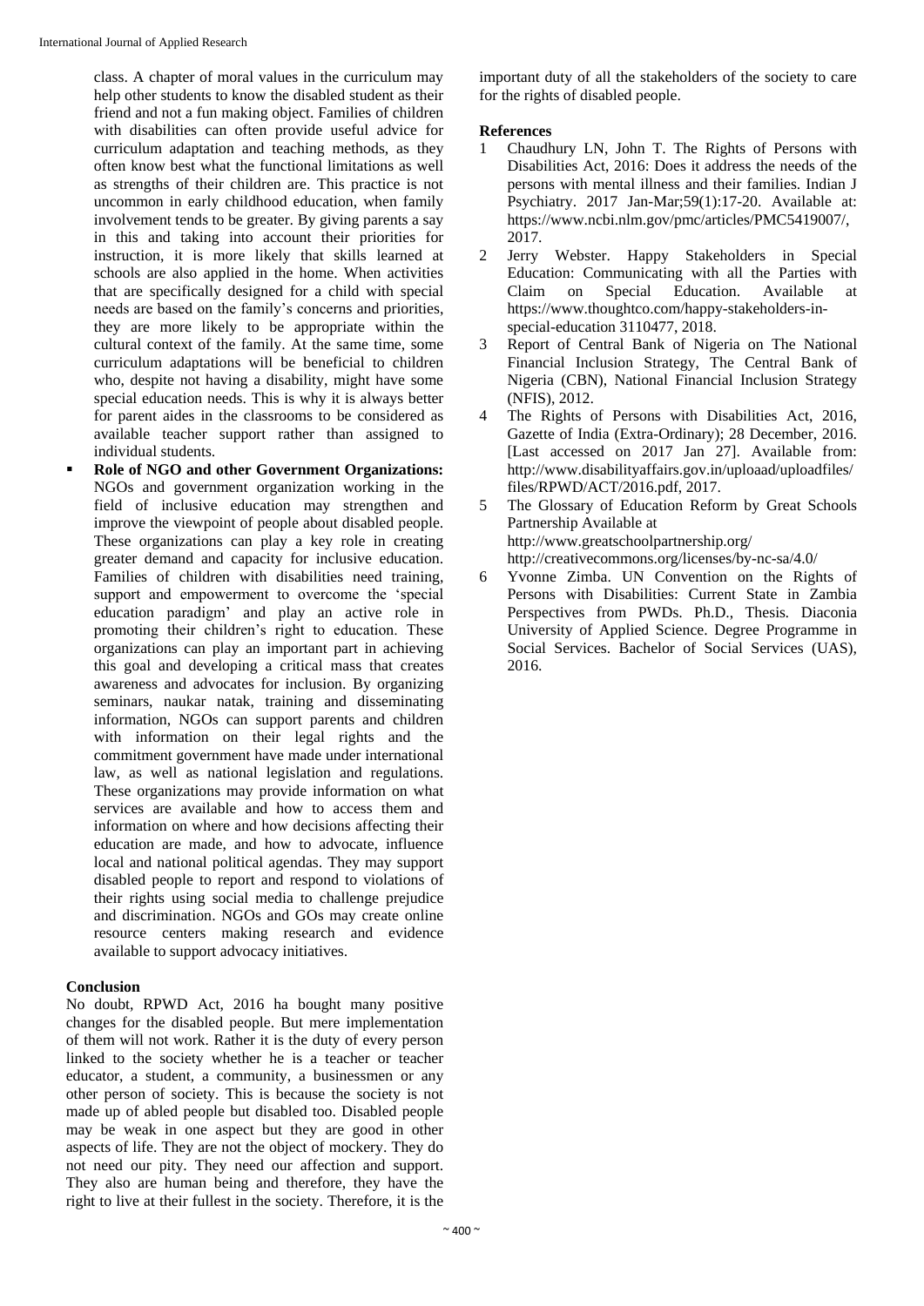class. A chapter of moral values in the curriculum may help other students to know the disabled student as their friend and not a fun making object. Families of children with disabilities can often provide useful advice for curriculum adaptation and teaching methods, as they often know best what the functional limitations as well as strengths of their children are. This practice is not uncommon in early childhood education, when family involvement tends to be greater. By giving parents a say in this and taking into account their priorities for instruction, it is more likely that skills learned at schools are also applied in the home. When activities that are specifically designed for a child with special needs are based on the family's concerns and priorities, they are more likely to be appropriate within the cultural context of the family. At the same time, some curriculum adaptations will be beneficial to children who, despite not having a disability, might have some special education needs. This is why it is always better for parent aides in the classrooms to be considered as available teacher support rather than assigned to individual students.

- **Role of NGO and other Government Organizations:** NGOs and government organization working in the field of inclusive education may strengthen and improve the viewpoint of people about disabled people. These organizations can play a key role in creating greater demand and capacity for inclusive education. Families of children with disabilities need training, support and empowerment to overcome the 'special education paradigm' and play an active role in promoting their children's right to education. These organizations can play an important part in achieving this goal and developing a critical mass that creates awareness and advocates for inclusion. By organizing seminars, naukar natak, training and disseminating information, NGOs can support parents and children with information on their legal rights and the commitment government have made under international law, as well as national legislation and regulations. These organizations may provide information on what services are available and how to access them and information on where and how decisions affecting their education are made, and how to advocate, influence local and national political agendas. They may support disabled people to report and respond to violations of their rights using social media to challenge prejudice and discrimination. NGOs and GOs may create online resource centers making research and evidence available to support advocacy initiatives.

## Conclusion

No doubt, RPWD Act, 2016 ha bought many positive changes for the disabled people. But mere implementation of them will not work. Rather it is the duty of every person linked to the society whether he is a teacher or teacher educator, a student, a community, a businessmen or any other person of society. This is because the society is not made up of abled people but disabled too. Disabled people may be weak in one aspect but they are good in other aspects of life. They are not the object of mockery. They do not need our pity. They need our affection and support. They also are human being and therefore, they have the right to live at their fullest in the society. Therefore, it is the important duty of all the stakeholders of the society to care for the rights of disabled people.

## References

1. Chaudhury LN, John T. The Rights of Persons with Disabilities Act, 2016: Does it address the needs of the persons with mental illness and their families. Indian J Psychiatry. 2017 Jan-Mar;59(1):17-20. Available at: https://www.ncbi.nlm.gov/pmc/articles/PMC5419007/, 2017.
2. Jerry Webster. Happy Stakeholders in Special Education: Communicating with all the Parties with Claim on Special Education. Available at https://www.thoughtco.com/happy-stakeholders-in-special-education 3110477, 2018.
3. Report of Central Bank of Nigeria on The National Financial Inclusion Strategy, The Central Bank of Nigeria (CBN), National Financial Inclusion Strategy (NFIS), 2012.
4. The Rights of Persons with Disabilities Act, 2016, Gazette of India (Extra-Ordinary); 28 December, 2016. [Last accessed on 2017 Jan 27]. Available from: http://www.disabilityaffairs.gov.in/uploaad/uploadfiles/files/RPWD/ACT/2016.pdf, 2017.
5. The Glossary of Education Reform by Great Schools Partnership Available at http://www.greatschoolpartnership.org/ http://creativecommons.org/licenses/by-nc-sa/4.0/
6. Yvonne Zimba. UN Convention on the Rights of Persons with Disabilities: Current State in Zambia Perspectives from PWDs. Ph.D., Thesis. Diaconia University of Applied Science. Degree Programme in Social Services. Bachelor of Social Services (UAS), 2016.